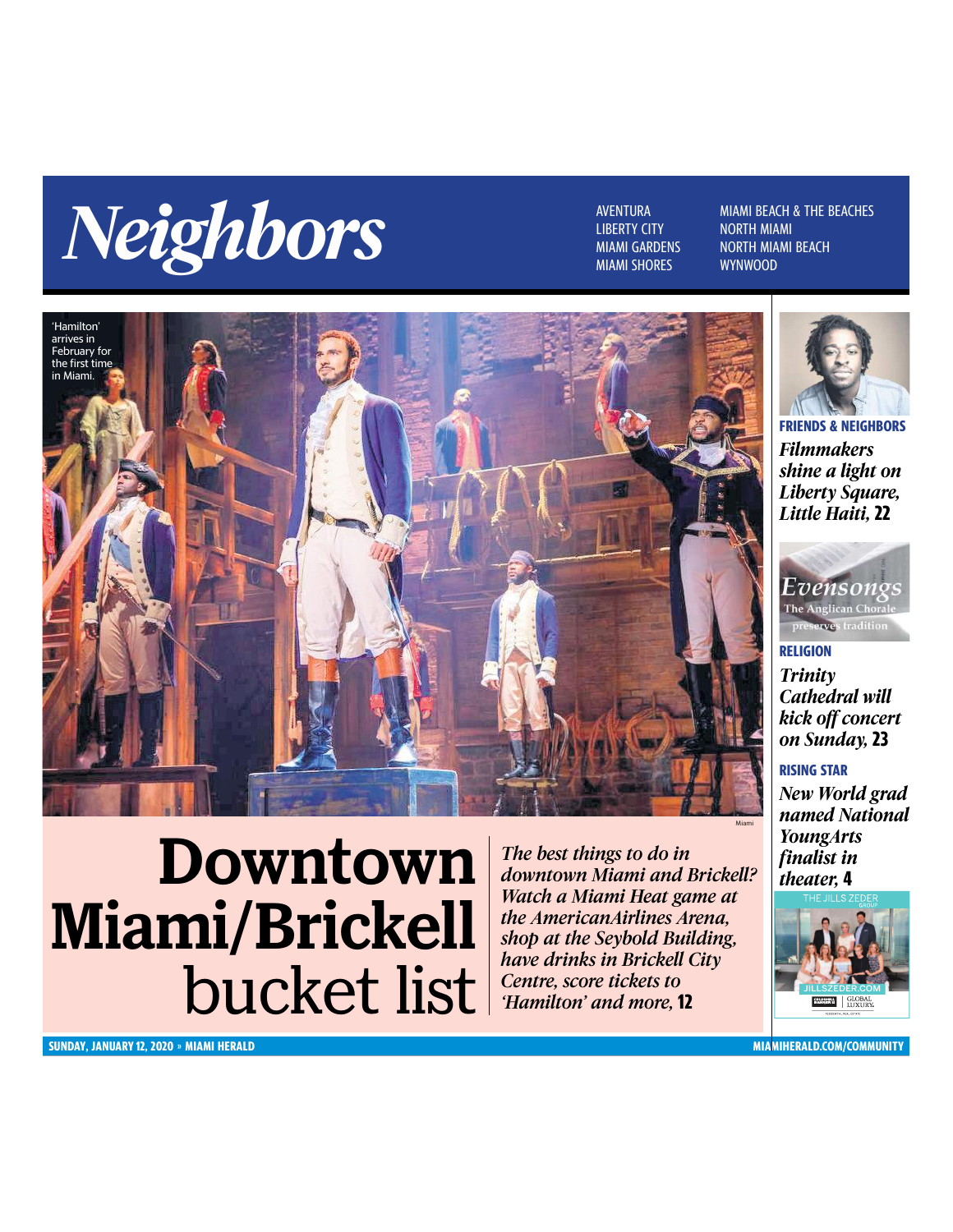# Neighbors

AVENTURA
LIBERTY CITY
MIAMI GARDENS
MIAMI SHORES

MIAMI BEACH & THE BEACHES
NORTH MIAMI
NORTH MIAMI BEACH
WYNWOOD

'Hamilton' arrives in February for the first time in Miami.

Miami

## Downtown Miami/Brickell bucket list

*The best things to do in downtown Miami and Brickell? Watch a Miami Heat game at the AmericanAirlines Arena, shop at the Seybold Building, have drinks in Brickell City Centre, score tickets to 'Hamilton' and more,* **12**

**FRIENDS & NEIGHBORS**

*Filmmakers shine a light on Liberty Square, Little Haiti,* **22**

Evensongs
The Anglican Chorale preserves tradition

**RELIGION**

*Trinity Cathedral will kick off concert on Sunday,* **23**

**RISING STAR**

*New World grad named National YoungArts finalist in theater,* **4**

THE JILLS ZEDER GROUP
JILLSZEDER.COM
GLOBAL LUXURY.

SUNDAY, JANUARY 12, 2020 » MIAMI HERALD

MIAMIHERALD.COM/COMMUNITY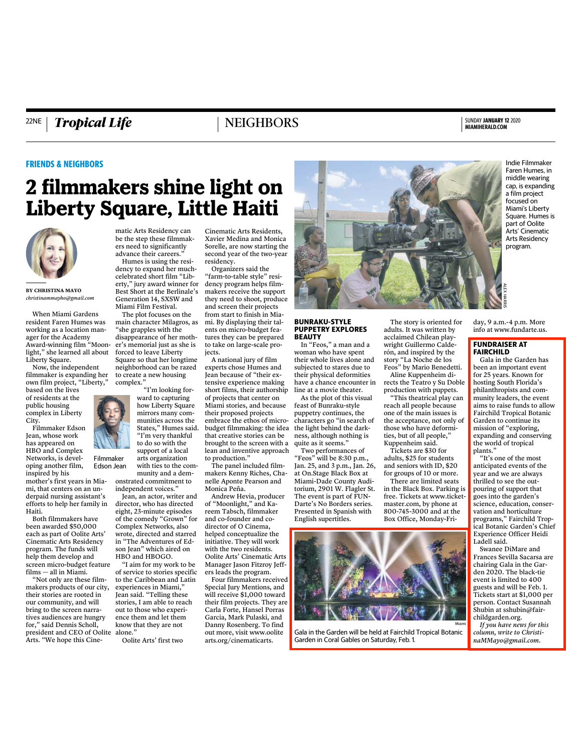FRIENDS & NEIGHBORS

# 2 filmmakers shine light on Liberty Square, Little Haiti

BY CHRISTINA MAYO
*christinammayho@gmail.com*

When Miami Gardens resident Faren Humes was working as a location manager for the Academy Award-winning film "Moonlight," she learned all about Liberty Square.

Now, the independent filmmaker is expanding her own film project, "Liberty," based on the lives of residents at the public housing complex in Liberty City.

Filmmaker Edson Jean, whose work has appeared on HBO and Complex Networks, is developing another film, inspired by his mother's first years in Miami, that centers on an underpaid nursing assistant's efforts to help her family in Haiti.

Both filmmakers have been awarded $50,000 each as part of Oolite Arts' Cinematic Arts Residency program. The funds will help them develop and screen micro-budget feature films — all in Miami.

"Not only are these filmmakers products of our city, their stories are rooted in our community, and will bring to the screen narratives audiences are hungry for," said Dennis Scholl, president and CEO of Oolite Arts. "We hope this Cinematic Arts Residency can be the step these filmmakers need to significantly advance their careers."

Humes is using the residency to expand her much-celebrated short film "Liberty," jury award winner for Best Short at the Berlinale's Generation 14, SXSW and Miami Film Festival.

The plot focuses on the main character Milagros, as "she grapples with the disappearance of her mother's memorial just as she is forced to leave Liberty Square so that her longtime neighborhood can be razed to create a new housing complex."

Filmmaker Edson Jean

"I'm looking forward to capturing how Liberty Square mirrors many communities across the States," Humes said. "I'm very thankful to do so with the support of a local arts organization with ties to the community and a demonstrated commitment to independent voices."

Jean, an actor, writer and director, who has directed eight, 23-minute episodes of the comedy "Grown" for Complex Networks, also wrote, directed and starred in "The Adventures of Edson Jean" which aired on HBO and HBOGO.

"I aim for my work to be of service to stories specific to the Caribbean and Latin experiences in Miami," Jean said. "Telling these stories, I am able to reach out to those who experience them and let them know that they are not alone."

Oolite Arts' first two Cinematic Arts Residents, Xavier Medina and Monica Sorelle, are now starting the second year of the two-year residency.

Organizers said the "farm-to-table style" residency program helps filmmakers receive the support they need to shoot, produce and screen their projects from start to finish in Miami. By displaying their talents on micro-budget features they can be prepared to take on large-scale projects.

A national jury of film experts chose Humes and Jean because of "their extensive experience making short films, their authorship of projects that center on Miami stories, and because their proposed projects embrace the ethos of micro-budget filmmaking: the idea that creative stories can be brought to the screen with a lean and inventive approach to production."

The panel included filmmakers Kenny Riches, Chanelle Aponte Pearson and Monica Peña.

Andrew Hevia, producer of "Moonlight," and Kareem Tabsch, filmmaker and co-founder and co-director of O Cinema, helped conceptualize the initiative. They will work with the two residents. Oolite Arts' Cinematic Arts Manager Jason Fitzroy Jeffers leads the program.

Four filmmakers received Special Jury Mentions, and will receive $1,000 toward their film projects. They are Carla Forte, Hansel Porras Garcia, Mark Pulaski, and Danny Rosenberg. To find out more, visit www.oolitearts.org/cinematicarts.

Indie Filmmaker Faren Humes, in middle wearing cap, is expanding a film project focused on Miami's Liberty Square. Humes is part of Oolite Arts' Cinematic Arts Residency program.

ALEX HARRIS

## BUNRAKU-STYLE PUPPETRY EXPLORES BEAUTY

In "Feos," a man and a woman who have spent their whole lives alone and subjected to stares due to their physical deformities have a chance encounter in line at a movie theater.

As the plot of this visual feast of Bunraku-style puppetry continues, the characters go "in search of the light behind the darkness, although nothing is quite as it seems."

Two performances of "Feos" will be 8:30 p.m., Jan. 25, and 3 p.m., Jan. 26, at On.Stage Black Box at Miami-Dade County Auditorium, 2901 W. Flagler St. The event is part of FUNDarte's No Borders series. Presented in Spanish with English supertitles.

The story is oriented for adults. It was written by acclaimed Chilean playwright Guillermo Calderón, and inspired by the story "La Noche de los Feos" by Mario Benedetti.

Aline Kuppenheim directs the Teatro y Su Doble production with puppets.

"This theatrical play can reach all people because one of the main issues is the acceptance, not only of those who have deformities, but of all people," Kuppenheim said.

Tickets are $30 for adults, $25 for students and seniors with ID, $20 for groups of 10 or more.

There are limited seats in the Black Box. Parking is free. Tickets at www.ticketmaster.com, by phone at 800-745-3000 and at the Box Office, Monday-Friday, 9 a.m.-4 p.m. More info at www.fundarte.us.

## FUNDRAISER AT FAIRCHILD

Gala in the Garden has been an important event for 25 years. Known for hosting South Florida's philanthropists and community leaders, the event aims to raise funds to allow Fairchild Tropical Botanic Garden to continue its mission of "exploring, expanding and conserving the world of tropical plants."

"It's one of the most anticipated events of the year and we are always thrilled to see the outpouring of support that goes into the garden's science, education, conservation and horticulture programs," Fairchild Tropical Botanic Garden's Chief Experience Officer Heidi Ladell said.

Swanee DiMare and Frances Sevilla Sacarsa are chairing Gala in the Garden 2020. The black-tie event is limited to 400 guests and will be Feb. 1. Tickets start at $1,000 per person. Contact Susannah Shubin at sshubin@fairchildgarden.org.

*If you have news for this column, write to ChristinaMMayo@gmail.com.*

Miami

Gala in the Garden will be held at Fairchild Tropical Botanic Garden in Coral Gables on Saturday, Feb. 1.